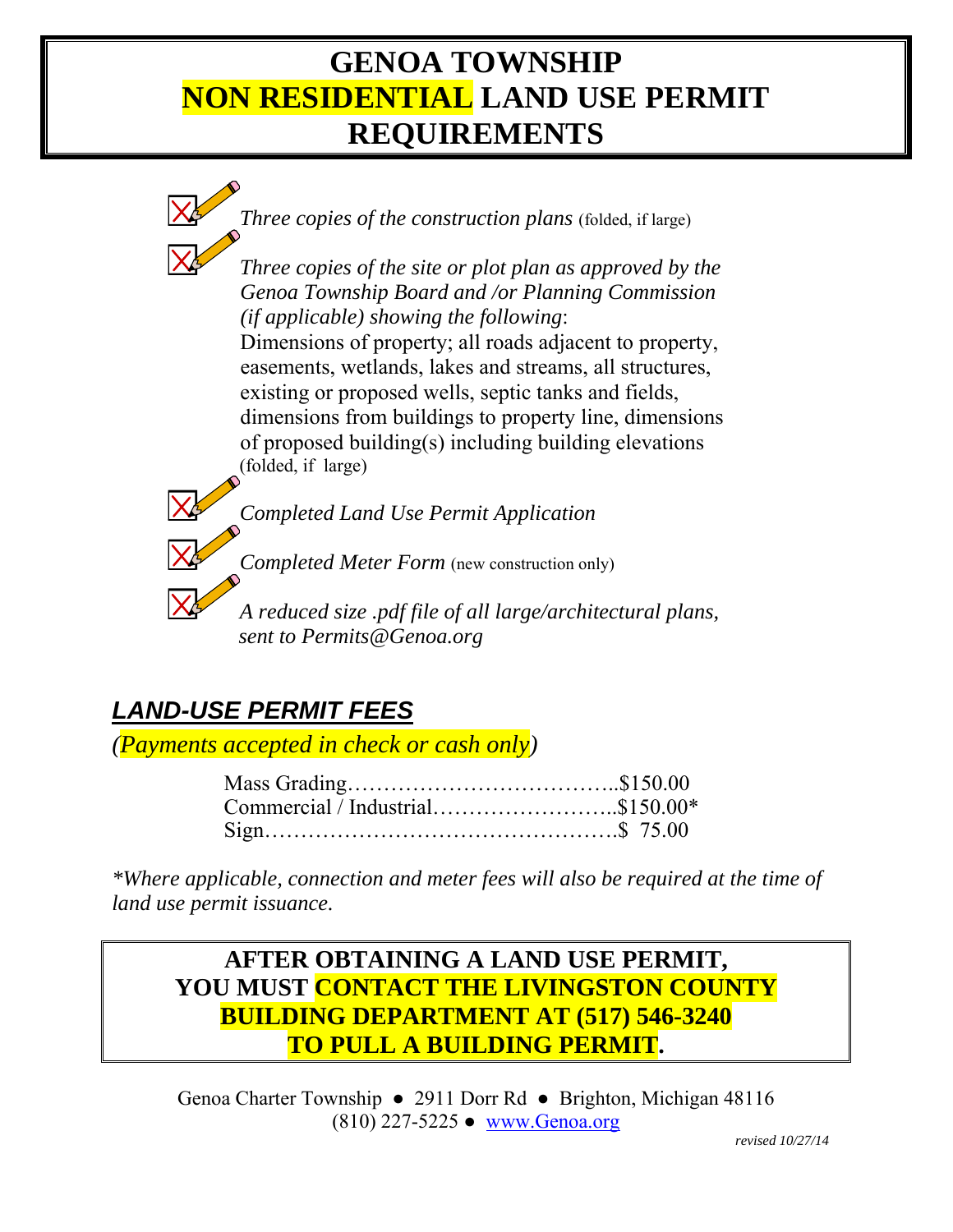# GENOA TOWNSHIP
# NON RESIDENTIAL LAND USE PERMIT REQUIREMENTS

- *Three copies of the construction plans* (folded, if large)
- *Three copies of the site or plot plan as approved by the Genoa Township Board and /or Planning Commission (if applicable) showing the following*:
  Dimensions of property; all roads adjacent to property, easements, wetlands, lakes and streams, all structures, existing or proposed wells, septic tanks and fields, dimensions from buildings to property line, dimensions of proposed building(s) including building elevations (folded, if large)
- *Completed Land Use Permit Application*
- *Completed Meter Form* (new construction only)
- *A reduced size .pdf file of all large/architectural plans, sent to Permits@Genoa.org*

## *LAND-USE PERMIT FEES*

*(Payments accepted in check or cash only)*

| | |
|---|---|
| Mass Grading | $150.00 |
| Commercial / Industrial | $150.00* |
| Sign | $ 75.00 |

*\*Where applicable, connection and meter fees will also be required at the time of land use permit issuance.*

**AFTER OBTAINING A LAND USE PERMIT, YOU MUST CONTACT THE LIVINGSTON COUNTY BUILDING DEPARTMENT AT (517) 546-3240 TO PULL A BUILDING PERMIT.**

Genoa Charter Township ● 2911 Dorr Rd ● Brighton, Michigan 48116
(810) 227-5225 ● www.Genoa.org

*revised 10/27/14*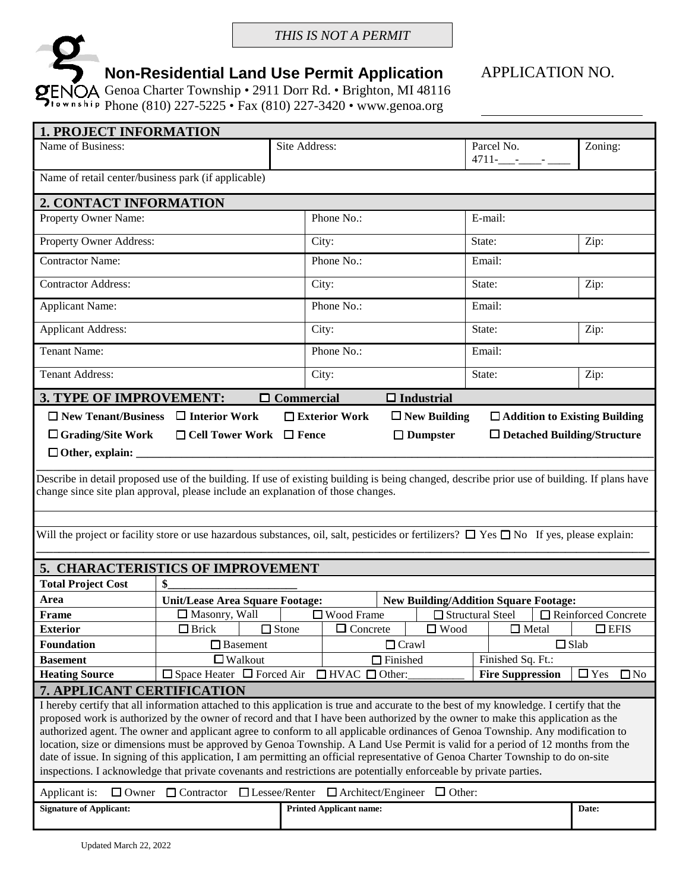*THIS IS NOT A PERMIT*

# Non-Residential Land Use Permit Application

APPLICATION NO. ______________________

Genoa Charter Township • 2911 Dorr Rd. • Brighton, MI 48116
Phone (810) 227-5225 • Fax (810) 227-3420 • www.genoa.org

## 1. PROJECT INFORMATION

| | | | |
|---|---|---|---|
| Name of Business: | Site Address: | Parcel No. 4711-\_\_\_-\_\_\_\_- \_\_\_\_ | Zoning: |
| Name of retail center/business park (if applicable) | | | |

## 2. CONTACT INFORMATION

| | | | |
|---|---|---|---|
| Property Owner Name: | Phone No.: | E-mail: | |
| Property Owner Address: | City: | State: | Zip: |
| Contractor Name: | Phone No.: | Email: | |
| Contractor Address: | City: | State: | Zip: |
| Applicant Name: | Phone No.: | Email: | |
| Applicant Address: | City: | State: | Zip: |
| Tenant Name: | Phone No.: | Email: | |
| Tenant Address: | City: | State: | Zip: |

## 3. TYPE OF IMPROVEMENT: ☐ Commercial ☐ Industrial

☐ **New Tenant/Business** ☐ **Interior Work** ☐ **Exterior Work** ☐ **New Building** ☐ **Addition to Existing Building**

☐ **Grading/Site Work** ☐ **Cell Tower Work** ☐ **Fence** ☐ **Dumpster** ☐ **Detached Building/Structure**

☐ **Other, explain:** ______________________________________________________________

Describe in detail proposed use of the building. If use of existing building is being changed, describe prior use of building. If plans have change since site plan approval, please include an explanation of those changes.

Will the project or facility store or use hazardous substances, oil, salt, pesticides or fertilizers? ☐ Yes ☐ No If yes, please explain:

______________________________________________________________

## 5. CHARACTERISTICS OF IMPROVEMENT

| | | | | | | |
|---|---|---|---|---|---|---|
| **Total Project Cost** | $\_\_\_\_\_\_\_\_\_\_\_\_\_\_\_\_\_\_\_\_\_\_ | | | | | |
| **Area** | **Unit/Lease Area Square Footage:** | | | **New Building/Addition Square Footage:** | | |
| **Frame** | ☐ Masonry, Wall | | ☐ Wood Frame | ☐ Structural Steel | | ☐ Reinforced Concrete |
| **Exterior** | ☐ Brick | ☐ Stone | ☐ Concrete | ☐ Wood | ☐ Metal | ☐ EFIS |
| **Foundation** | ☐ Basement | | ☐ Crawl | | ☐ Slab | |
| **Basement** | ☐ Walkout | | ☐ Finished | Finished Sq. Ft.: | | |
| **Heating Source** | ☐ Space Heater ☐ Forced Air | | ☐ HVAC ☐ Other:\_\_\_\_\_\_\_\_\_\_ | **Fire Suppression** | | ☐ Yes ☐ No |

## 7. APPLICANT CERTIFICATION

I hereby certify that all information attached to this application is true and accurate to the best of my knowledge. I certify that the proposed work is authorized by the owner of record and that I have been authorized by the owner to make this application as the authorized agent. The owner and applicant agree to conform to all applicable ordinances of Genoa Township. Any modification to location, size or dimensions must be approved by Genoa Township. A Land Use Permit is valid for a period of 12 months from the date of issue. In signing of this application, I am permitting an official representative of Genoa Charter Township to do on-site inspections. I acknowledge that private covenants and restrictions are potentially enforceable by private parties.

Applicant is: ☐ Owner ☐ Contractor ☐ Lessee/Renter ☐ Architect/Engineer ☐ Other:

| | | |
|---|---|---|
| **Signature of Applicant:** | **Printed Applicant name:** | **Date:** |

Updated March 22, 2022